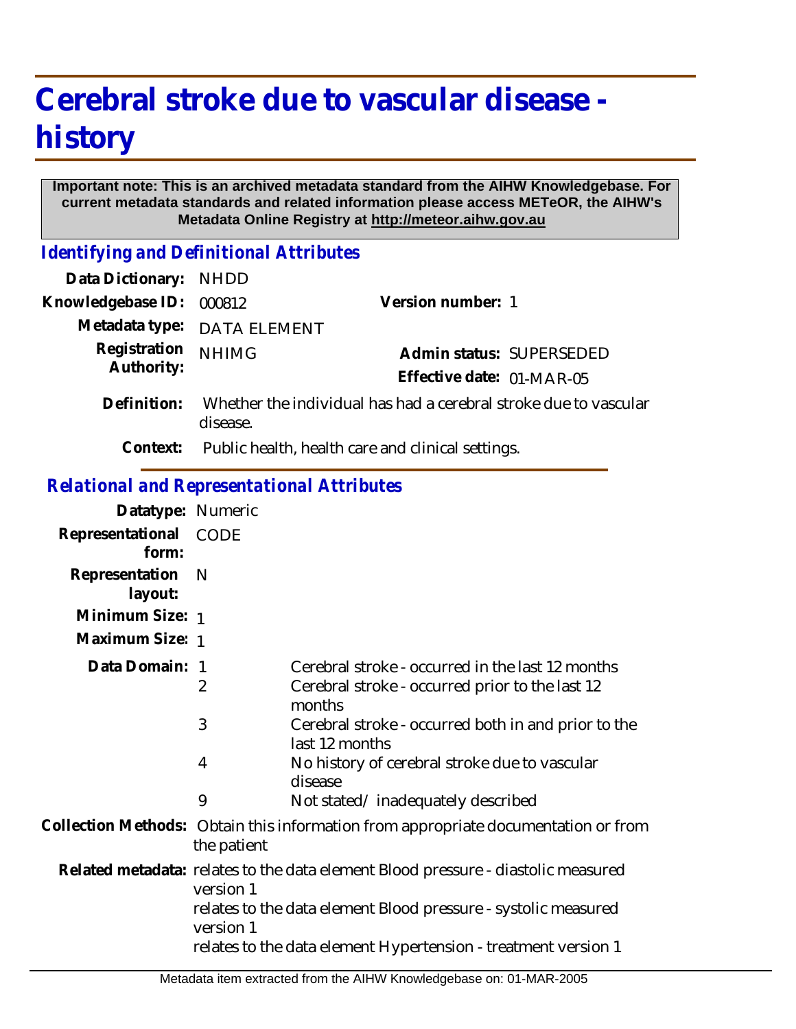# Cerebral stroke due to vascular disease - history

**Important note: This is an archived metadata standard from the AIHW Knowledgebase. For current metadata standards and related information please access METeOR, the AIHW's Metadata Online Registry at http://meteor.aihw.gov.au**

## *Identifying and Definitional Attributes*

**Data Dictionary:** NHDD

**Knowledgebase ID:** 000812

**Version number:** 1

**Metadata type:** DATA ELEMENT

**Registration Authority:** NHIMG

**Admin status:** SUPERSEDED

**Effective date:** 01-MAR-05

**Definition:** Whether the individual has had a cerebral stroke due to vascular disease.

**Context:** Public health, health care and clinical settings.

## *Relational and Representational Attributes*

**Datatype:** Numeric

**Representational form:** CODE

**Representation layout:** N

**Minimum Size:** 1

**Maximum Size:** 1

**Data Domain:**

| Code | Description |
|---|---|
| 1 | Cerebral stroke - occurred in the last 12 months |
| 2 | Cerebral stroke - occurred prior to the last 12 months |
| 3 | Cerebral stroke - occurred both in and prior to the last 12 months |
| 4 | No history of cerebral stroke due to vascular disease |
| 9 | Not stated/ inadequately described |

**Collection Methods:** Obtain this information from appropriate documentation or from the patient

**Related metadata:** relates to the data element Blood pressure - diastolic measured version 1

relates to the data element Blood pressure - systolic measured version 1

relates to the data element Hypertension - treatment version 1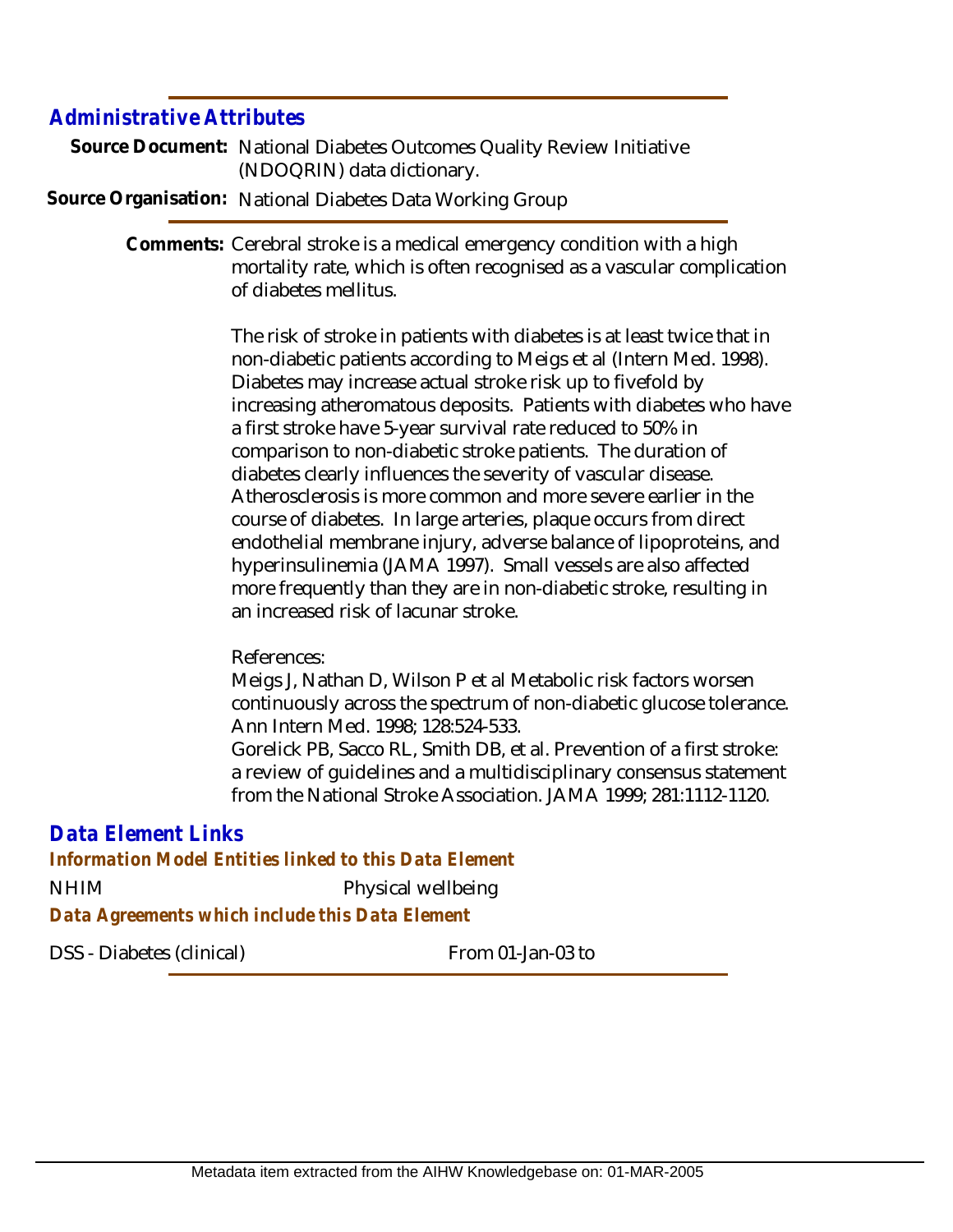## Administrative Attributes

**Source Document:** National Diabetes Outcomes Quality Review Initiative (NDOQRIN) data dictionary.

**Source Organisation:** National Diabetes Data Working Group

**Comments:** Cerebral stroke is a medical emergency condition with a high mortality rate, which is often recognised as a vascular complication of diabetes mellitus.

The risk of stroke in patients with diabetes is at least twice that in non-diabetic patients according to Meigs et al (Intern Med. 1998). Diabetes may increase actual stroke risk up to fivefold by increasing atheromatous deposits. Patients with diabetes who have a first stroke have 5-year survival rate reduced to 50% in comparison to non-diabetic stroke patients. The duration of diabetes clearly influences the severity of vascular disease. Atherosclerosis is more common and more severe earlier in the course of diabetes. In large arteries, plaque occurs from direct endothelial membrane injury, adverse balance of lipoproteins, and hyperinsulinemia (JAMA 1997). Small vessels are also affected more frequently than they are in non-diabetic stroke, resulting in an increased risk of lacunar stroke.

References:

Meigs J, Nathan D, Wilson P et al Metabolic risk factors worsen continuously across the spectrum of non-diabetic glucose tolerance. Ann Intern Med. 1998; 128:524-533.

Gorelick PB, Sacco RL, Smith DB, et al. Prevention of a first stroke: a review of guidelines and a multidisciplinary consensus statement from the National Stroke Association. JAMA 1999; 281:1112-1120.

## Data Element Links

### Information Model Entities linked to this Data Element

NHIM — Physical wellbeing

### Data Agreements which include this Data Element

DSS - Diabetes (clinical) — From 01-Jan-03 to